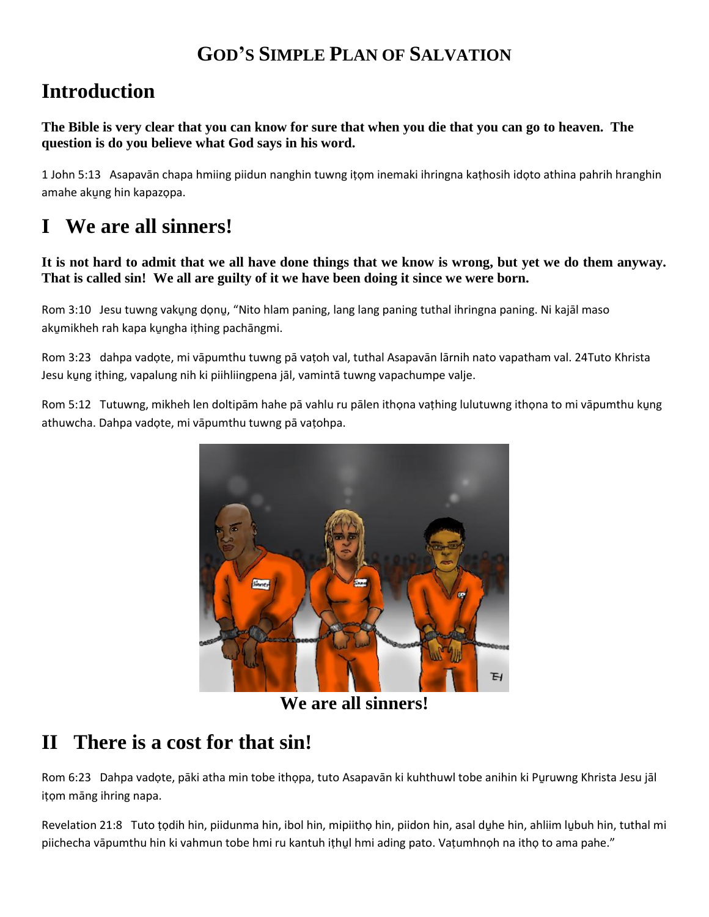# God's Simple Plan of Salvation

## Introduction

**The Bible is very clear that you can know for sure that when you die that you can go to heaven. The question is do you believe what God says in his word.**

1 John 5:13 Asapavān chapa hmiing piidun nanghin tuwng iṭọm inemaki ihringna kaṭhosih idọto athina pahrih hranghin amahe akṵng hin kapazọpa.

## I We are all sinners!

**It is not hard to admit that we all have done things that we know is wrong, but yet we do them anyway. That is called sin! We all are guilty of it we have been doing it since we were born.**

Rom 3:10 Jesu tuwng vakṵng dọnṵ, "Nito hlam paning, lang lang paning tuthal ihringna paning. Ni kajāl maso akṵmikheh rah kapa kṵngha iṭhing pachāngmi.

Rom 3:23 dahpa vadọte, mi vāpumthu tuwng pā vaṭoh val, tuthal Asapavān lārnih nato vapatham val. 24Tuto Khrista Jesu kṵng iṭhing, vapalung nih ki piihliingpena jāl, vamintā tuwng vapachumpe valje.

Rom 5:12 Tutuwng, mikheh len doltipām hahe pā vahlu ru pālen ithọna vaṭhing lulutuwng ithọna to mi vāpumthu kṵng athuwcha. Dahpa vadọte, mi vāpumthu tuwng pā vaṭohpa.

We are all sinners!

## II There is a cost for that sin!

Rom 6:23 Dahpa vadọte, pāki atha min tobe ithọpa, tuto Asapavān ki kuhthuwl tobe anihin ki Pṵruwng Khrista Jesu jāl iṭọm māng ihring napa.

Revelation 21:8 Tuto ṭọdih hin, piidunma hin, ibol hin, mipiithọ hin, piidon hin, asal dṵhe hin, ahliim lṵbuh hin, tuthal mi piichecha vāpumthu hin ki vahmun tobe hmi ru kantuh iṭhṵl hmi ading pato. Vaṭumhnọh na ithọ to ama pahe."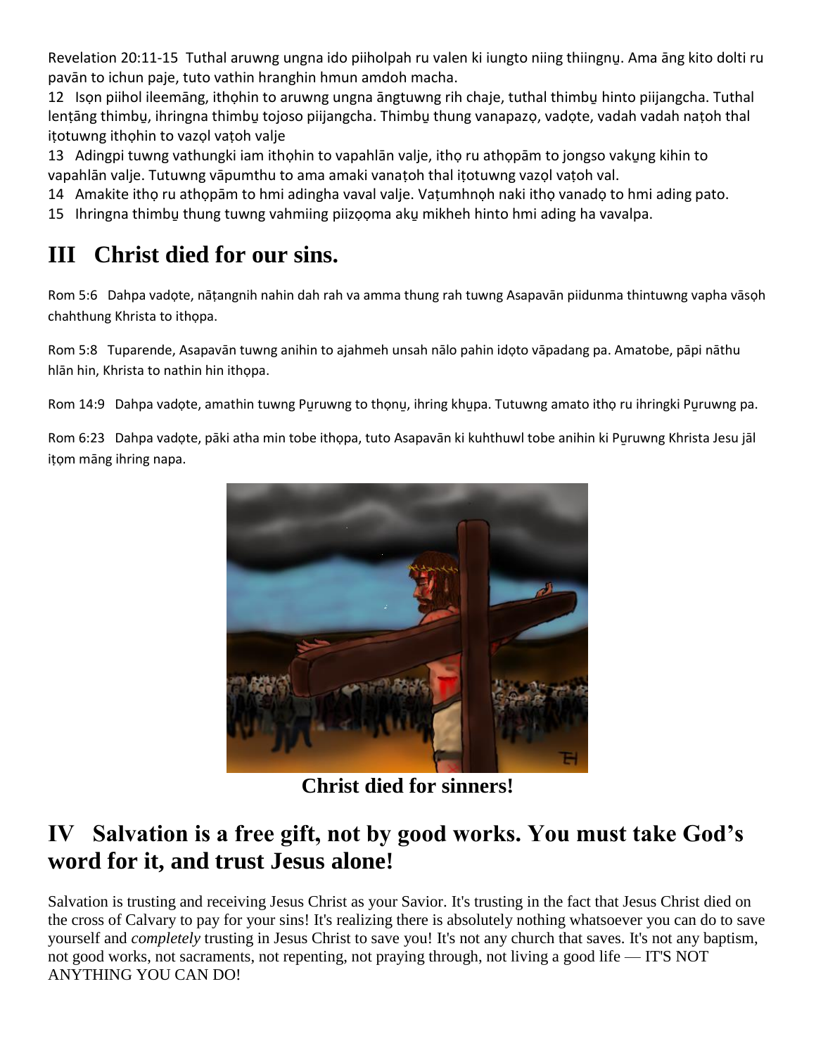Revelation 20:11-15  Tuthal aruwng ungna ido piiholpah ru valen ki iungto niing thiingnu̱. Ama āng kito dolti ru pavān to ichun paje, tuto vathin hranghin hmun amdoh macha.

12  Isọn piihol ileemāng, ithọhin to aruwng ungna āngtuwng rih chaje, tuthal thimbu̱ hinto piijangcha. Tuthal lenṭāng thimbu̱, ihringna thimbu̱ tojoso piijangcha. Thimbu̱ thung vanapazọ, vadọte, vadah vadah naṭoh thal iṭotuwng ithọhin to vazọl vaṭoh valje

13  Adingpi tuwng vathungki iam ithọhin to vapahlān valje, ithọ ru athọpām to jongso vaku̱ng kihin to vapahlān valje. Tutuwng vāpumthu to ama amaki vanaṭoh thal iṭotuwng vazọl vaṭoh val.

14  Amakite ithọ ru athọpām to hmi adingha vaval valje. Vaṭumhnọh naki ithọ vanadọ to hmi ading pato.

15  Ihringna thimbu̱ thung tuwng vahmiing piizọọma aku̱ mikheh hinto hmi ading ha vavalpa.

# III   Christ died for our sins.

Rom 5:6   Dahpa vadọte, nāṭangnih nahin dah rah va amma thung rah tuwng Asapavān piidunma thintuwng vapha vāsọh chahthung Khrista to ithọpa.

Rom 5:8   Tuparende, Asapavān tuwng anihin to ajahmeh unsah nālo pahin idọto vāpadang pa. Amatobe, pāpi nāthu hlān hin, Khrista to nathin hin ithọpa.

Rom 14:9   Dahpa vadọte, amathin tuwng Pu̱ruwng to thọnu̱, ihring khu̱pa. Tutuwng amato ithọ ru ihringki Pu̱ruwng pa.

Rom 6:23   Dahpa vadọte, pāki atha min tobe ithọpa, tuto Asapavān ki kuhthuwl tobe anihin ki Pu̱ruwng Khrista Jesu jāl iṭọm māng ihring napa.

**Christ died for sinners!**

# IV   Salvation is a free gift, not by good works. You must take God's word for it, and trust Jesus alone!

Salvation is trusting and receiving Jesus Christ as your Savior. It's trusting in the fact that Jesus Christ died on the cross of Calvary to pay for your sins! It's realizing there is absolutely nothing whatsoever you can do to save yourself and *completely* trusting in Jesus Christ to save you! It's not any church that saves. It's not any baptism, not good works, not sacraments, not repenting, not praying through, not living a good life — IT'S NOT ANYTHING YOU CAN DO!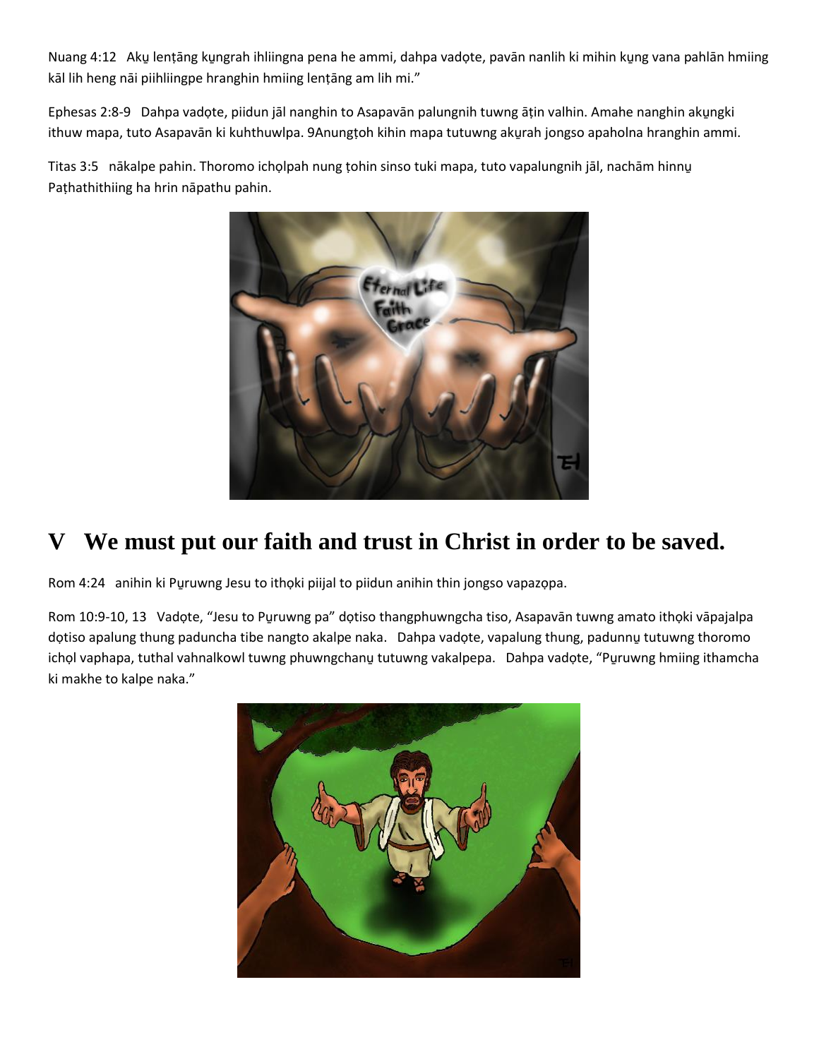Nuang 4:12 Akṳ lenṭāng kṳngrah ihliingna pena he ammi, dahpa vadọte, pavān nanlih ki mihin kṳng vana pahlān hmiing kāl lih heng nāi piihliingpe hranghin hmiing lenṭāng am lih mi."

Ephesas 2:8-9 Dahpa vadọte, piidun jāl nanghin to Asapavān palungnih tuwng āṭin valhin. Amahe nanghin akṳngki ithuw mapa, tuto Asapavān ki kuhthuwlpa. 9Anungṭoh kihin mapa tutuwng akṳrah jongso apaholna hranghin ammi.

Titas 3:5 nākalpe pahin. Thoromo ichọlpah nung ṭohin sinso tuki mapa, tuto vapalungnih jāl, nachām hinnṳ Paṭhathithiing ha hrin nāpathu pahin.

# V We must put our faith and trust in Christ in order to be saved.

Rom 4:24 anihin ki Pṳruwng Jesu to ithọki piijal to piidun anihin thin jongso vapazọpa.

Rom 10:9-10, 13 Vadọte, "Jesu to Pṳruwng pa" dọtiso thangphuwngcha tiso, Asapavān tuwng amato ithọki vāpajalpa dọtiso apalung thung paduncha tibe nangto akalpe naka. Dahpa vadọte, vapalung thung, padunnṳ tutuwng thoromo ichọl vaphapa, tuthal vahnalkowl tuwng phuwngchanṳ tutuwng vakalpepa. Dahpa vadọte, "Pṳruwng hmiing ithamcha ki makhe to kalpe naka."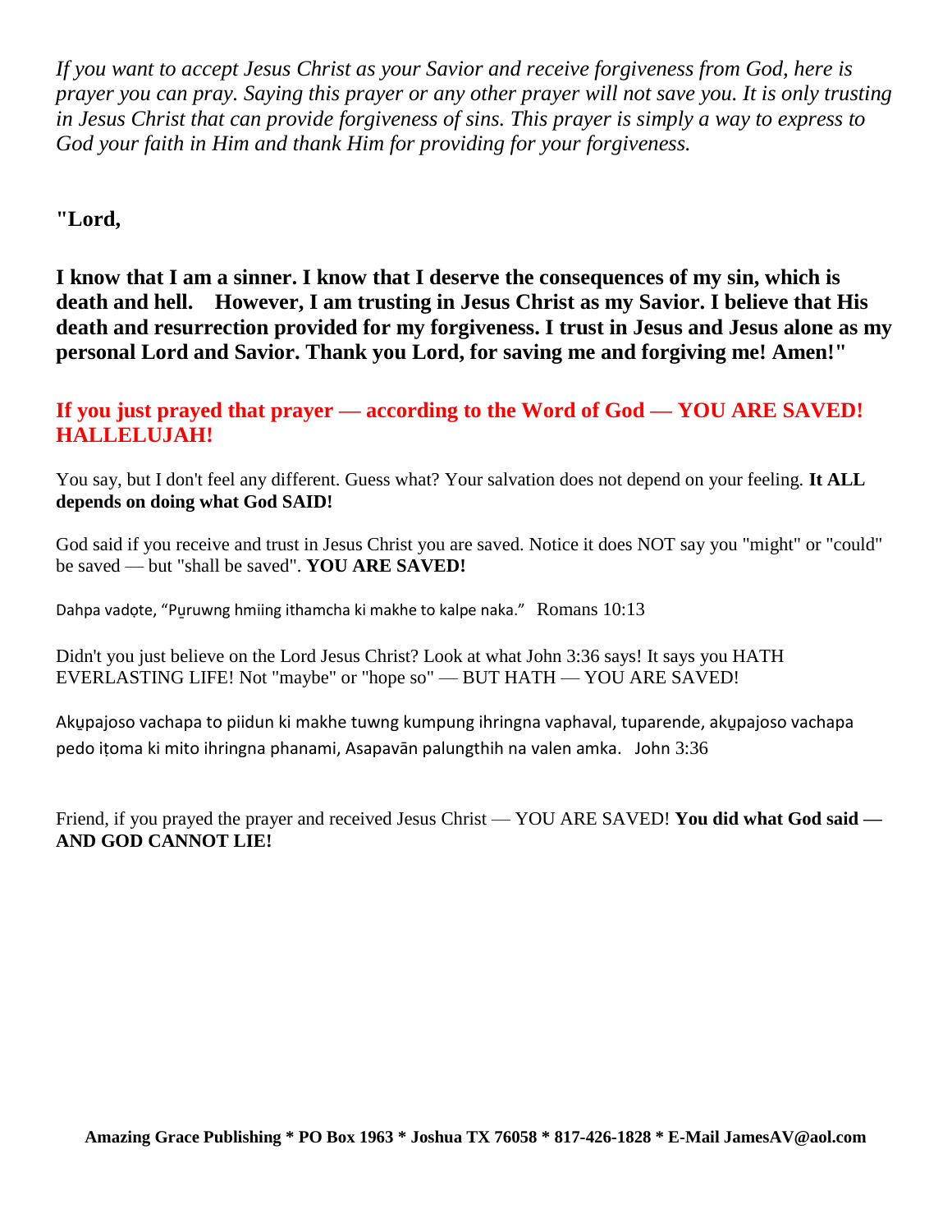*If you want to accept Jesus Christ as your Savior and receive forgiveness from God, here is prayer you can pray. Saying this prayer or any other prayer will not save you. It is only trusting in Jesus Christ that can provide forgiveness of sins. This prayer is simply a way to express to God your faith in Him and thank Him for providing for your forgiveness.*

**"Lord,**

**I know that I am a sinner. I know that I deserve the consequences of my sin, which is death and hell. However, I am trusting in Jesus Christ as my Savior. I believe that His death and resurrection provided for my forgiveness. I trust in Jesus and Jesus alone as my personal Lord and Savior. Thank you Lord, for saving me and forgiving me! Amen!"**

**If you just prayed that prayer — according to the Word of God — YOU ARE SAVED! HALLELUJAH!**

You say, but I don't feel any different. Guess what? Your salvation does not depend on your feeling. **It ALL depends on doing what God SAID!**

God said if you receive and trust in Jesus Christ you are saved. Notice it does NOT say you "might" or "could" be saved — but "shall be saved". **YOU ARE SAVED!**

Dahpa vadọte, "Pu̱ruwng hmiing ithamcha ki makhe to kalpe naka." Romans 10:13

Didn't you just believe on the Lord Jesus Christ? Look at what John 3:36 says! It says you HATH EVERLASTING LIFE! Not "maybe" or "hope so" — BUT HATH — YOU ARE SAVED!

Aku̱pajoso vachapa to piidun ki makhe tuwng kumpung ihringna vaphaval, tuparende, aku̱pajoso vachapa pedo iṭoma ki mito ihringna phanami, Asapavān palungthih na valen amka. John 3:36

Friend, if you prayed the prayer and received Jesus Christ — YOU ARE SAVED! **You did what God said — AND GOD CANNOT LIE!**

**Amazing Grace Publishing * PO Box 1963 * Joshua TX 76058 * 817-426-1828 * E-Mail JamesAV@aol.com**